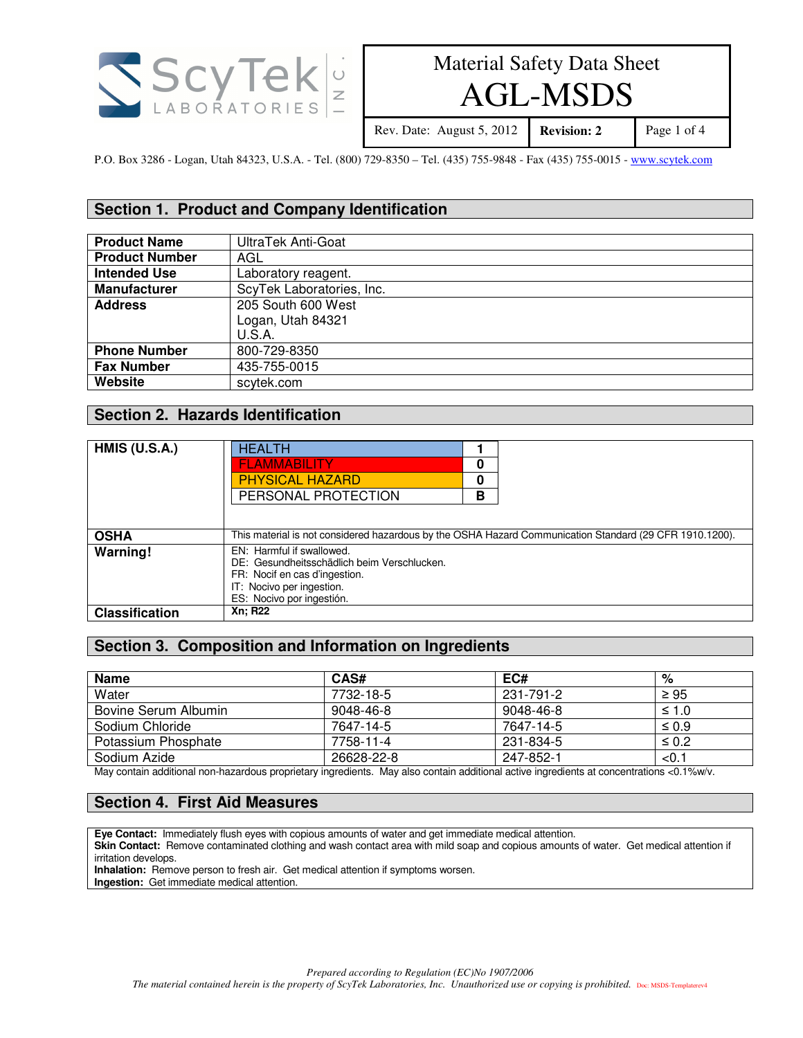# Material Safety Data Sheet
# AGL-MSDS

| Rev. Date: August 5, 2012 | **Revision: 2** |
|---|---|

P.O. Box 3286 - Logan, Utah 84323, U.S.A. - Tel. (800) 729-8350 – Tel. (435) 755-9848 - Fax (435) 755-0015 - www.scytek.com

## Section 1. Product and Company Identification

| | |
|---|---|
| **Product Name** | UltraTek Anti-Goat |
| **Product Number** | AGL |
| **Intended Use** | Laboratory reagent. |
| **Manufacturer** | ScyTek Laboratories, Inc. |
| **Address** | 205 South 600 West<br>Logan, Utah 84321<br>U.S.A. |
| **Phone Number** | 800-729-8350 |
| **Fax Number** | 435-755-0015 |
| **Website** | scytek.com |

## Section 2. Hazards Identification

| | |
|---|---|
| **HMIS (U.S.A.)** | HEALTH: 1<br>FLAMMABILITY: 0<br>PHYSICAL HAZARD: 0<br>PERSONAL PROTECTION: B |
| **OSHA** | This material is not considered hazardous by the OSHA Hazard Communication Standard (29 CFR 1910.1200). |
| **Warning!** | EN: Harmful if swallowed.<br>DE: Gesundheitsschädlich beim Verschlucken.<br>FR: Nocif en cas d'ingestion.<br>IT: Nocivo per ingestion.<br>ES: Nocivo por ingestión. |
| **Classification** | **Xn; R22** |

## Section 3. Composition and Information on Ingredients

| **Name** | **CAS#** | **EC#** | **%** |
|---|---|---|---|
| Water | 7732-18-5 | 231-791-2 | ≥ 95 |
| Bovine Serum Albumin | 9048-46-8 | 9048-46-8 | ≤ 1.0 |
| Sodium Chloride | 7647-14-5 | 7647-14-5 | ≤ 0.9 |
| Potassium Phosphate | 7758-11-4 | 231-834-5 | ≤ 0.2 |
| Sodium Azide | 26628-22-8 | 247-852-1 | <0.1 |

May contain additional non-hazardous proprietary ingredients. May also contain additional active ingredients at concentrations <0.1%w/v.

## Section 4. First Aid Measures

**Eye Contact:** Immediately flush eyes with copious amounts of water and get immediate medical attention.
**Skin Contact:** Remove contaminated clothing and wash contact area with mild soap and copious amounts of water. Get medical attention if irritation develops.
**Inhalation:** Remove person to fresh air. Get medical attention if symptoms worsen.
**Ingestion:** Get immediate medical attention.

*Prepared according to Regulation (EC)No 1907/2006*
*The material contained herein is the property of ScyTek Laboratories, Inc. Unauthorized use or copying is prohibited.* Doc: MSDS-Templaterev4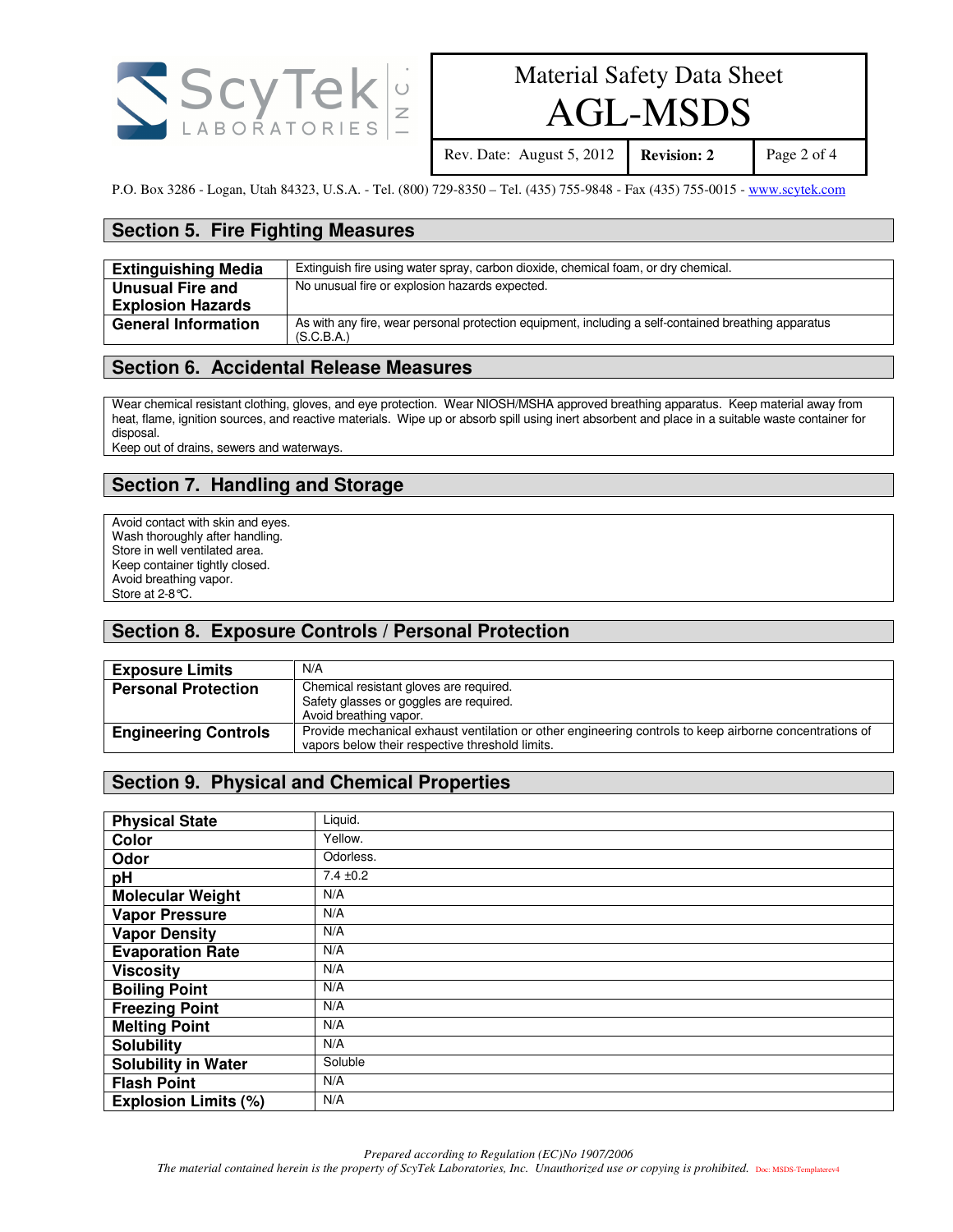## Section 5. Fire Fighting Measures

| | |
|---|---|
| **Extinguishing Media** | Extinguish fire using water spray, carbon dioxide, chemical foam, or dry chemical. |
| **Unusual Fire and Explosion Hazards** | No unusual fire or explosion hazards expected. |
| **General Information** | As with any fire, wear personal protection equipment, including a self-contained breathing apparatus (S.C.B.A.) |

## Section 6. Accidental Release Measures

Wear chemical resistant clothing, gloves, and eye protection. Wear NIOSH/MSHA approved breathing apparatus. Keep material away from heat, flame, ignition sources, and reactive materials. Wipe up or absorb spill using inert absorbent and place in a suitable waste container for disposal.
Keep out of drains, sewers and waterways.

## Section 7. Handling and Storage

Avoid contact with skin and eyes.
Wash thoroughly after handling.
Store in well ventilated area.
Keep container tightly closed.
Avoid breathing vapor.
Store at 2-8℃.

## Section 8. Exposure Controls / Personal Protection

| | |
|---|---|
| **Exposure Limits** | N/A |
| **Personal Protection** | Chemical resistant gloves are required.<br>Safety glasses or goggles are required.<br>Avoid breathing vapor. |
| **Engineering Controls** | Provide mechanical exhaust ventilation or other engineering controls to keep airborne concentrations of vapors below their respective threshold limits. |

## Section 9. Physical and Chemical Properties

| | |
|---|---|
| **Physical State** | Liquid. |
| **Color** | Yellow. |
| **Odor** | Odorless. |
| **pH** | 7.4 ±0.2 |
| **Molecular Weight** | N/A |
| **Vapor Pressure** | N/A |
| **Vapor Density** | N/A |
| **Evaporation Rate** | N/A |
| **Viscosity** | N/A |
| **Boiling Point** | N/A |
| **Freezing Point** | N/A |
| **Melting Point** | N/A |
| **Solubility** | N/A |
| **Solubility in Water** | Soluble |
| **Flash Point** | N/A |
| **Explosion Limits (%)** | N/A |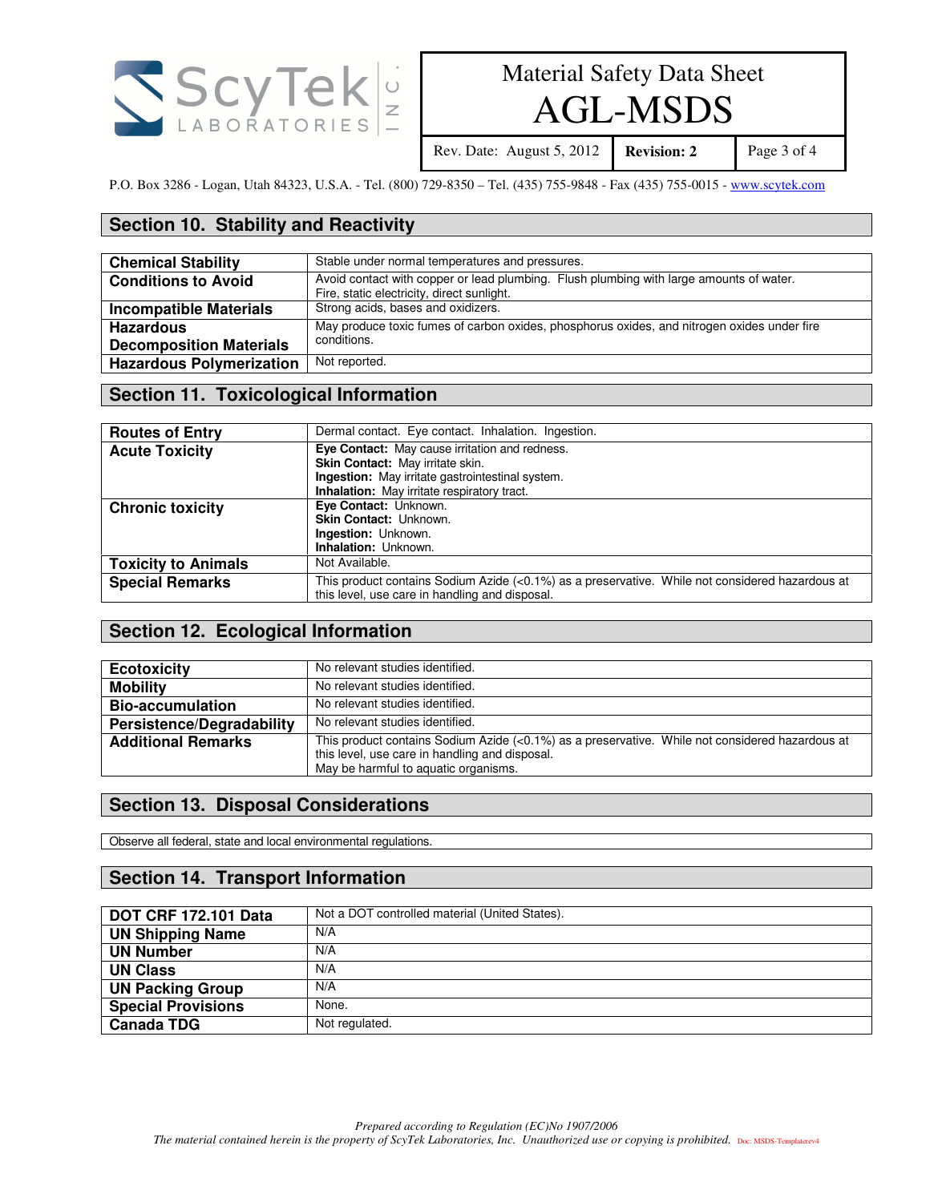## Section 10. Stability and Reactivity

| | |
|---|---|
| **Chemical Stability** | Stable under normal temperatures and pressures. |
| **Conditions to Avoid** | Avoid contact with copper or lead plumbing. Flush plumbing with large amounts of water. Fire, static electricity, direct sunlight. |
| **Incompatible Materials** | Strong acids, bases and oxidizers. |
| **Hazardous Decomposition Materials** | May produce toxic fumes of carbon oxides, phosphorus oxides, and nitrogen oxides under fire conditions. |
| **Hazardous Polymerization** | Not reported. |

## Section 11. Toxicological Information

| | |
|---|---|
| **Routes of Entry** | Dermal contact. Eye contact. Inhalation. Ingestion. |
| **Acute Toxicity** | **Eye Contact:** May cause irritation and redness.<br>**Skin Contact:** May irritate skin.<br>**Ingestion:** May irritate gastrointestinal system.<br>**Inhalation:** May irritate respiratory tract. |
| **Chronic toxicity** | **Eye Contact:** Unknown.<br>**Skin Contact:** Unknown.<br>**Ingestion:** Unknown.<br>**Inhalation:** Unknown. |
| **Toxicity to Animals** | Not Available. |
| **Special Remarks** | This product contains Sodium Azide (<0.1%) as a preservative. While not considered hazardous at this level, use care in handling and disposal. |

## Section 12. Ecological Information

| | |
|---|---|
| **Ecotoxicity** | No relevant studies identified. |
| **Mobility** | No relevant studies identified. |
| **Bio-accumulation** | No relevant studies identified. |
| **Persistence/Degradability** | No relevant studies identified. |
| **Additional Remarks** | This product contains Sodium Azide (<0.1%) as a preservative. While not considered hazardous at this level, use care in handling and disposal.<br>May be harmful to aquatic organisms. |

## Section 13. Disposal Considerations

Observe all federal, state and local environmental regulations.

## Section 14. Transport Information

| | |
|---|---|
| **DOT CRF 172.101 Data** | Not a DOT controlled material (United States). |
| **UN Shipping Name** | N/A |
| **UN Number** | N/A |
| **UN Class** | N/A |
| **UN Packing Group** | N/A |
| **Special Provisions** | None. |
| **Canada TDG** | Not regulated. |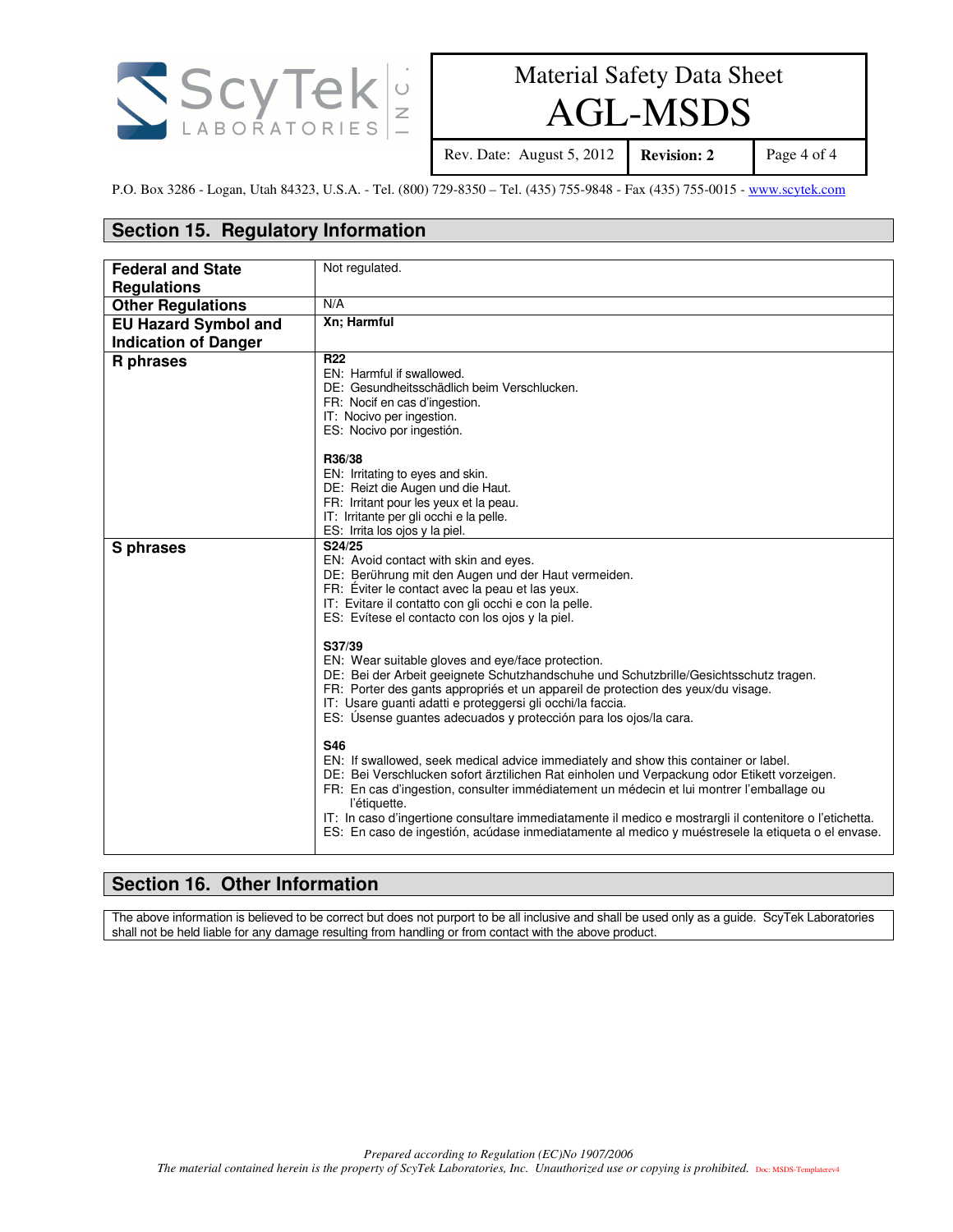P.O. Box 3286 - Logan, Utah 84323, U.S.A. - Tel. (800) 729-8350 – Tel. (435) 755-9848 - Fax (435) 755-0015 - www.scytek.com

## Section 15. Regulatory Information

| | |
|---|---|
| **Federal and State Regulations** | Not regulated. |
| **Other Regulations** | N/A |
| **EU Hazard Symbol and Indication of Danger** | **Xn; Harmful** |
| **R phrases** | **R22**<br>EN: Harmful if swallowed.<br>DE: Gesundheitsschädlich beim Verschlucken.<br>FR: Nocif en cas d'ingestion.<br>IT: Nocivo per ingestion.<br>ES: Nocivo por ingestión.<br><br>**R36/38**<br>EN: Irritating to eyes and skin.<br>DE: Reizt die Augen und die Haut.<br>FR: Irritant pour les yeux et la peau.<br>IT: Irritante per gli occhi e la pelle.<br>ES: Irrita los ojos y la piel. |
| **S phrases** | **S24/25**<br>EN: Avoid contact with skin and eyes.<br>DE: Berührung mit den Augen und der Haut vermeiden.<br>FR: Éviter le contact avec la peau et las yeux.<br>IT: Evitare il contatto con gli occhi e con la pelle.<br>ES: Evítese el contacto con los ojos y la piel.<br><br>**S37/39**<br>EN: Wear suitable gloves and eye/face protection.<br>DE: Bei der Arbeit geeignete Schutzhandschuhe und Schutzbrille/Gesichtsschutz tragen.<br>FR: Porter des gants appropriés et un appareil de protection des yeux/du visage.<br>IT: Usare guanti adatti e proteggersi gli occhi/la faccia.<br>ES: Úsense guantes adecuados y protección para los ojos/la cara.<br><br>**S46**<br>EN: If swallowed, seek medical advice immediately and show this container or label.<br>DE: Bei Verschlucken sofort ärztilichen Rat einholen und Verpackung odor Etikett vorzeigen.<br>FR: En cas d'ingestion, consulter immédiatement un médecin et lui montrer l'emballage ou l'étiquette.<br>IT: In caso d'ingertione consultare immediatamente il medico e mostrargli il contenitore o l'etichetta.<br>ES: En caso de ingestión, acúdase inmediatamente al medico y muéstresele la etiqueta o el envase. |

## Section 16. Other Information

The above information is believed to be correct but does not purport to be all inclusive and shall be used only as a guide. ScyTek Laboratories shall not be held liable for any damage resulting from handling or from contact with the above product.

*Prepared according to Regulation (EC)No 1907/2006*

*The material contained herein is the property of ScyTek Laboratories, Inc. Unauthorized use or copying is prohibited.* Doc: MSDS-Templaterev4